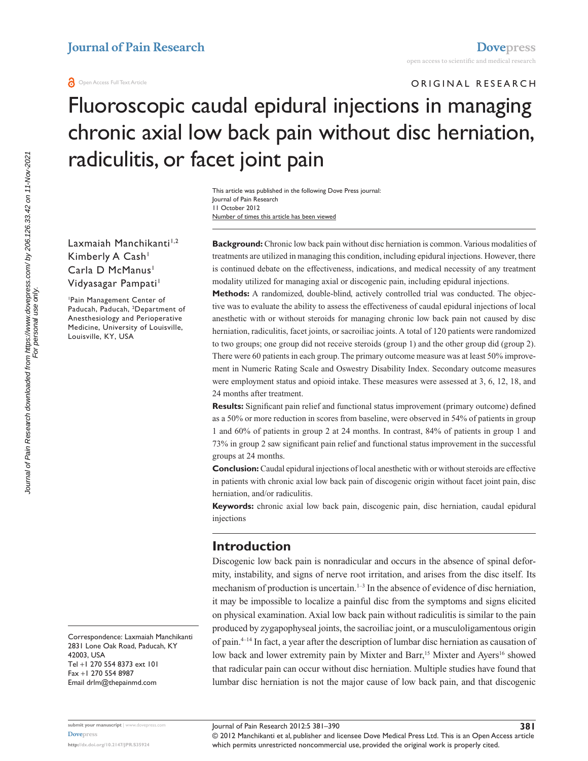ORIGINAL RESEARCH

# Fluoroscopic caudal epidural injections in managing chronic axial low back pain without disc herniation, radiculitis, or facet joint pain

This article was published in the following Dove Press journal:
Journal of Pain Research
11 October 2012
Number of times this article has been viewed

Laxmaiah Manchikanti[1,2]
Kimberly A Cash[1]
Carla D McManus[1]
Vidyasagar Pampati[1]

[1]Pain Management Center of Paducah, Paducah, [2]Department of Anesthesiology and Perioperative Medicine, University of Louisville, Louisville, KY, USA

Correspondence: Laxmaiah Manchikanti
2831 Lone Oak Road, Paducah, KY 42003, USA
Tel +1 270 554 8373 ext 101
Fax +1 270 554 8987
Email drlm@thepainmd.com

**Background:** Chronic low back pain without disc herniation is common. Various modalities of treatments are utilized in managing this condition, including epidural injections. However, there is continued debate on the effectiveness, indications, and medical necessity of any treatment modality utilized for managing axial or discogenic pain, including epidural injections.

**Methods:** A randomized, double-blind, actively controlled trial was conducted. The objective was to evaluate the ability to assess the effectiveness of caudal epidural injections of local anesthetic with or without steroids for managing chronic low back pain not caused by disc herniation, radiculitis, facet joints, or sacroiliac joints. A total of 120 patients were randomized to two groups; one group did not receive steroids (group 1) and the other group did (group 2). There were 60 patients in each group. The primary outcome measure was at least 50% improvement in Numeric Rating Scale and Oswestry Disability Index. Secondary outcome measures were employment status and opioid intake. These measures were assessed at 3, 6, 12, 18, and 24 months after treatment.

**Results:** Significant pain relief and functional status improvement (primary outcome) defined as a 50% or more reduction in scores from baseline, were observed in 54% of patients in group 1 and 60% of patients in group 2 at 24 months. In contrast, 84% of patients in group 1 and 73% in group 2 saw significant pain relief and functional status improvement in the successful groups at 24 months.

**Conclusion:** Caudal epidural injections of local anesthetic with or without steroids are effective in patients with chronic axial low back pain of discogenic origin without facet joint pain, disc herniation, and/or radiculitis.

**Keywords:** chronic axial low back pain, discogenic pain, disc herniation, caudal epidural injections

## Introduction

Discogenic low back pain is nonradicular and occurs in the absence of spinal deformity, instability, and signs of nerve root irritation, and arises from the disc itself. Its mechanism of production is uncertain.[1–3] In the absence of evidence of disc herniation, it may be impossible to localize a painful disc from the symptoms and signs elicited on physical examination. Axial low back pain without radiculitis is similar to the pain produced by zygapophyseal joints, the sacroiliac joint, or a musculoligamentous origin of pain.[4–14] In fact, a year after the description of lumbar disc herniation as causation of low back and lower extremity pain by Mixter and Barr,[15] Mixter and Ayers[16] showed that radicular pain can occur without disc herniation. Multiple studies have found that lumbar disc herniation is not the major cause of low back pain, and that discogenic

© 2012 Manchikanti et al, publisher and licensee Dove Medical Press Ltd. This is an Open Access article which permits unrestricted noncommercial use, provided the original work is properly cited.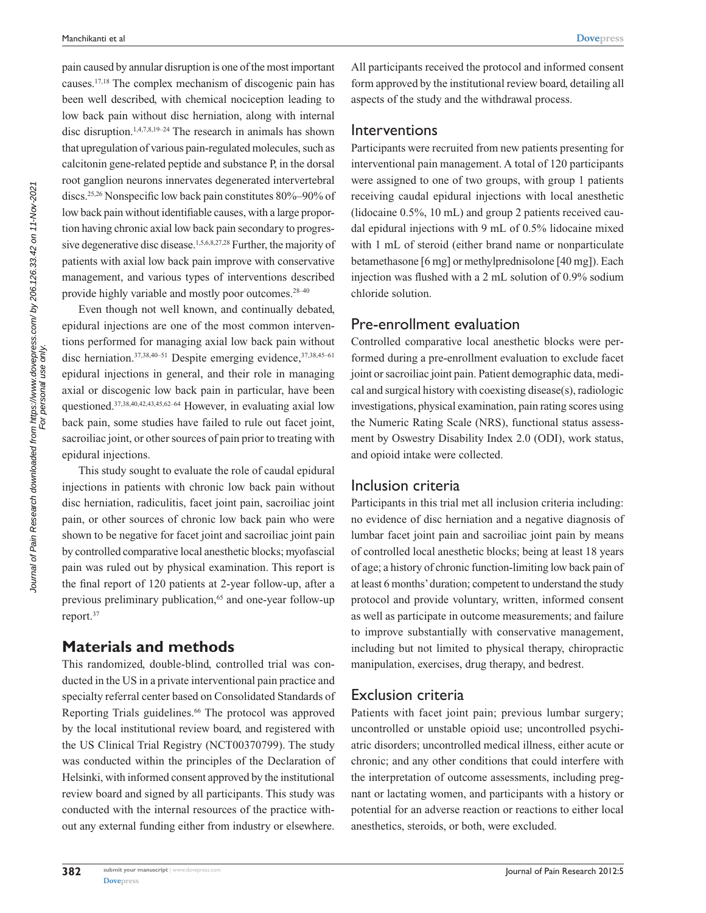pain caused by annular disruption is one of the most important causes.[17,18] The complex mechanism of discogenic pain has been well described, with chemical nociception leading to low back pain without disc herniation, along with internal disc disruption.[1,4,7,8,19–24] The research in animals has shown that upregulation of various pain-regulated molecules, such as calcitonin gene-related peptide and substance P, in the dorsal root ganglion neurons innervates degenerated intervertebral discs.[25,26] Nonspecific low back pain constitutes 80%–90% of low back pain without identifiable causes, with a large proportion having chronic axial low back pain secondary to progressive degenerative disc disease.[1,5,6,8,27,28] Further, the majority of patients with axial low back pain improve with conservative management, and various types of interventions described provide highly variable and mostly poor outcomes.[28–40]

Even though not well known, and continually debated, epidural injections are one of the most common interventions performed for managing axial low back pain without disc herniation.[37,38,40–51] Despite emerging evidence,[37,38,45–61] epidural injections in general, and their role in managing axial or discogenic low back pain in particular, have been questioned.[37,38,40,42,43,45,62–64] However, in evaluating axial low back pain, some studies have failed to rule out facet joint, sacroiliac joint, or other sources of pain prior to treating with epidural injections.

This study sought to evaluate the role of caudal epidural injections in patients with chronic low back pain without disc herniation, radiculitis, facet joint pain, sacroiliac joint pain, or other sources of chronic low back pain who were shown to be negative for facet joint and sacroiliac joint pain by controlled comparative local anesthetic blocks; myofascial pain was ruled out by physical examination. This report is the final report of 120 patients at 2-year follow-up, after a previous preliminary publication,[65] and one-year follow-up report.[37]

## Materials and methods

This randomized, double-blind, controlled trial was conducted in the US in a private interventional pain practice and specialty referral center based on Consolidated Standards of Reporting Trials guidelines.[66] The protocol was approved by the local institutional review board, and registered with the US Clinical Trial Registry (NCT00370799). The study was conducted within the principles of the Declaration of Helsinki, with informed consent approved by the institutional review board and signed by all participants. This study was conducted with the internal resources of the practice without any external funding either from industry or elsewhere. All participants received the protocol and informed consent form approved by the institutional review board, detailing all aspects of the study and the withdrawal process.

### Interventions

Participants were recruited from new patients presenting for interventional pain management. A total of 120 participants were assigned to one of two groups, with group 1 patients receiving caudal epidural injections with local anesthetic (lidocaine 0.5%, 10 mL) and group 2 patients received caudal epidural injections with 9 mL of 0.5% lidocaine mixed with 1 mL of steroid (either brand name or nonparticulate betamethasone [6 mg] or methylprednisolone [40 mg]). Each injection was flushed with a 2 mL solution of 0.9% sodium chloride solution.

### Pre-enrollment evaluation

Controlled comparative local anesthetic blocks were performed during a pre-enrollment evaluation to exclude facet joint or sacroiliac joint pain. Patient demographic data, medical and surgical history with coexisting disease(s), radiologic investigations, physical examination, pain rating scores using the Numeric Rating Scale (NRS), functional status assessment by Oswestry Disability Index 2.0 (ODI), work status, and opioid intake were collected.

### Inclusion criteria

Participants in this trial met all inclusion criteria including: no evidence of disc herniation and a negative diagnosis of lumbar facet joint pain and sacroiliac joint pain by means of controlled local anesthetic blocks; being at least 18 years of age; a history of chronic function-limiting low back pain of at least 6 months' duration; competent to understand the study protocol and provide voluntary, written, informed consent as well as participate in outcome measurements; and failure to improve substantially with conservative management, including but not limited to physical therapy, chiropractic manipulation, exercises, drug therapy, and bedrest.

### Exclusion criteria

Patients with facet joint pain; previous lumbar surgery; uncontrolled or unstable opioid use; uncontrolled psychiatric disorders; uncontrolled medical illness, either acute or chronic; and any other conditions that could interfere with the interpretation of outcome assessments, including pregnant or lactating women, and participants with a history or potential for an adverse reaction or reactions to either local anesthetics, steroids, or both, were excluded.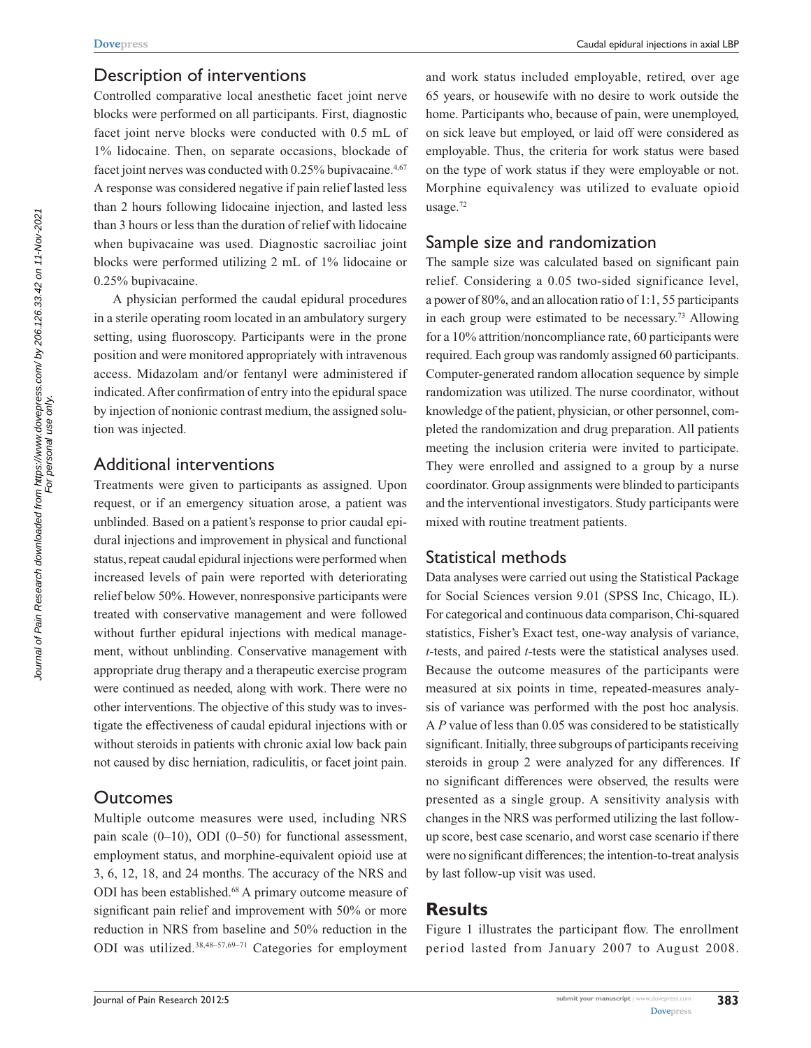## Description of interventions

Controlled comparative local anesthetic facet joint nerve blocks were performed on all participants. First, diagnostic facet joint nerve blocks were conducted with 0.5 mL of 1% lidocaine. Then, on separate occasions, blockade of facet joint nerves was conducted with 0.25% bupivacaine.[4,67] A response was considered negative if pain relief lasted less than 2 hours following lidocaine injection, and lasted less than 3 hours or less than the duration of relief with lidocaine when bupivacaine was used. Diagnostic sacroiliac joint blocks were performed utilizing 2 mL of 1% lidocaine or 0.25% bupivacaine.

A physician performed the caudal epidural procedures in a sterile operating room located in an ambulatory surgery setting, using fluoroscopy. Participants were in the prone position and were monitored appropriately with intravenous access. Midazolam and/or fentanyl were administered if indicated. After confirmation of entry into the epidural space by injection of nonionic contrast medium, the assigned solution was injected.

## Additional interventions

Treatments were given to participants as assigned. Upon request, or if an emergency situation arose, a patient was unblinded. Based on a patient's response to prior caudal epidural injections and improvement in physical and functional status, repeat caudal epidural injections were performed when increased levels of pain were reported with deteriorating relief below 50%. However, nonresponsive participants were treated with conservative management and were followed without further epidural injections with medical management, without unblinding. Conservative management with appropriate drug therapy and a therapeutic exercise program were continued as needed, along with work. There were no other interventions. The objective of this study was to investigate the effectiveness of caudal epidural injections with or without steroids in patients with chronic axial low back pain not caused by disc herniation, radiculitis, or facet joint pain.

## Outcomes

Multiple outcome measures were used, including NRS pain scale (0–10), ODI (0–50) for functional assessment, employment status, and morphine-equivalent opioid use at 3, 6, 12, 18, and 24 months. The accuracy of the NRS and ODI has been established.[68] A primary outcome measure of significant pain relief and improvement with 50% or more reduction in NRS from baseline and 50% reduction in the ODI was utilized.[38,48–57,69–71] Categories for employment and work status included employable, retired, over age 65 years, or housewife with no desire to work outside the home. Participants who, because of pain, were unemployed, on sick leave but employed, or laid off were considered as employable. Thus, the criteria for work status were based on the type of work status if they were employable or not. Morphine equivalency was utilized to evaluate opioid usage.[72]

## Sample size and randomization

The sample size was calculated based on significant pain relief. Considering a 0.05 two-sided significance level, a power of 80%, and an allocation ratio of 1:1, 55 participants in each group were estimated to be necessary.[73] Allowing for a 10% attrition/noncompliance rate, 60 participants were required. Each group was randomly assigned 60 participants. Computer-generated random allocation sequence by simple randomization was utilized. The nurse coordinator, without knowledge of the patient, physician, or other personnel, completed the randomization and drug preparation. All patients meeting the inclusion criteria were invited to participate. They were enrolled and assigned to a group by a nurse coordinator. Group assignments were blinded to participants and the interventional investigators. Study participants were mixed with routine treatment patients.

## Statistical methods

Data analyses were carried out using the Statistical Package for Social Sciences version 9.01 (SPSS Inc, Chicago, IL). For categorical and continuous data comparison, Chi-squared statistics, Fisher's Exact test, one-way analysis of variance, *t*-tests, and paired *t*-tests were the statistical analyses used. Because the outcome measures of the participants were measured at six points in time, repeated-measures analysis of variance was performed with the post hoc analysis. A *P* value of less than 0.05 was considered to be statistically significant. Initially, three subgroups of participants receiving steroids in group 2 were analyzed for any differences. If no significant differences were observed, the results were presented as a single group. A sensitivity analysis with changes in the NRS was performed utilizing the last follow-up score, best case scenario, and worst case scenario if there were no significant differences; the intention-to-treat analysis by last follow-up visit was used.

# Results

Figure 1 illustrates the participant flow. The enrollment period lasted from January 2007 to August 2008.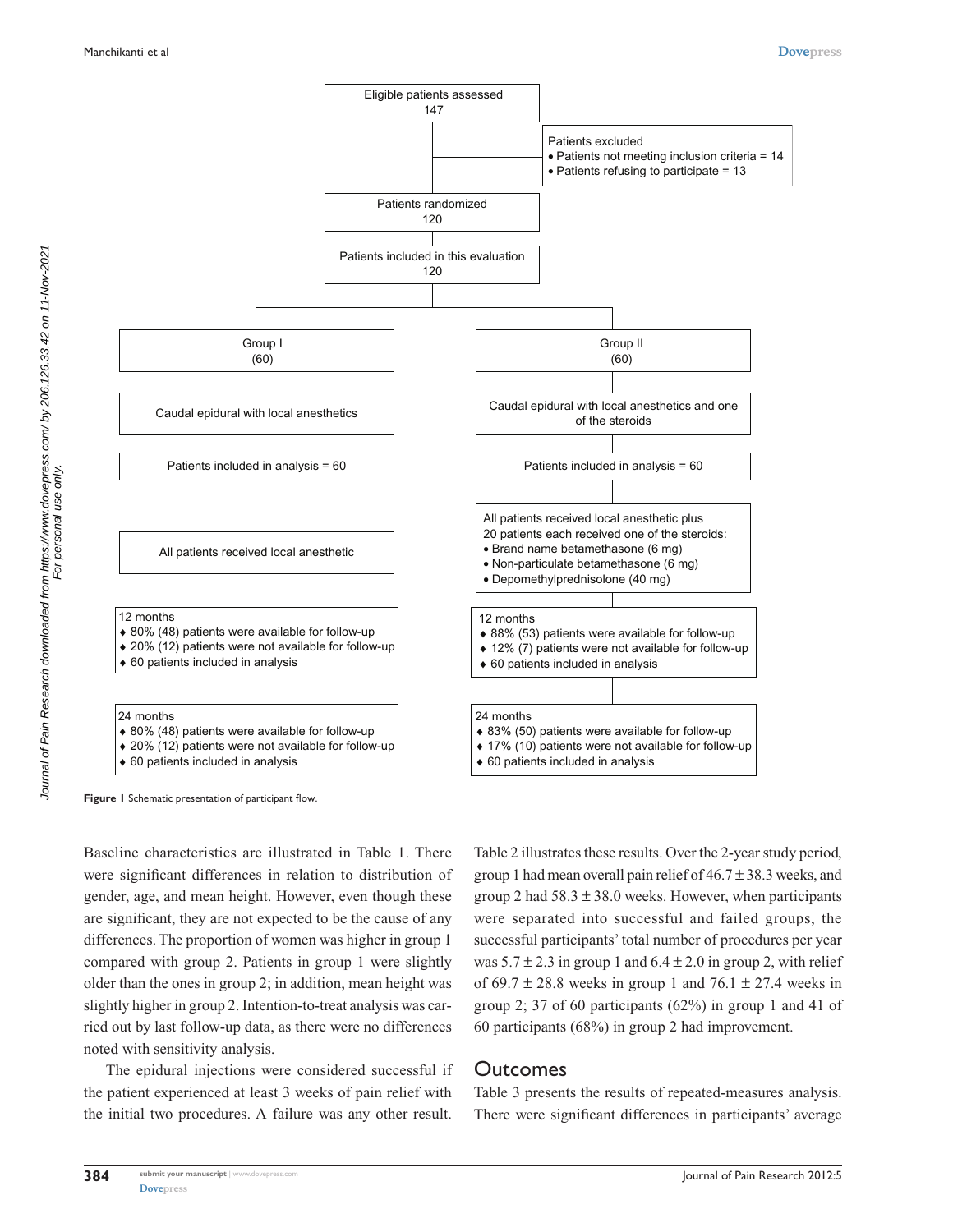Eligible patients assessed
147

Patients excluded
- Patients not meeting inclusion criteria = 14
- Patients refusing to participate = 13

Patients randomized
120

Patients included in this evaluation
120

| Group I (60) | Group II (60) |
| --- | --- |
| Caudal epidural with local anesthetics | Caudal epidural with local anesthetics and one of the steroids |
| Patients included in analysis = 60 | Patients included in analysis = 60 |
| All patients received local anesthetic | All patients received local anesthetic plus 20 patients each received one of the steroids: • Brand name betamethasone (6 mg) • Non-particulate betamethasone (6 mg) • Depomethylprednisolone (40 mg) |
| 12 months ♦ 80% (48) patients were available for follow-up ♦ 20% (12) patients were not available for follow-up ♦ 60 patients included in analysis | 12 months ♦ 88% (53) patients were available for follow-up ♦ 12% (7) patients were not available for follow-up ♦ 60 patients included in analysis |
| 24 months ♦ 80% (48) patients were available for follow-up ♦ 20% (12) patients were not available for follow-up ♦ 60 patients included in analysis | 24 months ♦ 83% (50) patients were available for follow-up ♦ 17% (10) patients were not available for follow-up ♦ 60 patients included in analysis |

**Figure 1** Schematic presentation of participant flow.

Baseline characteristics are illustrated in Table 1. There were significant differences in relation to distribution of gender, age, and mean height. However, even though these are significant, they are not expected to be the cause of any differences. The proportion of women was higher in group 1 compared with group 2. Patients in group 1 were slightly older than the ones in group 2; in addition, mean height was slightly higher in group 2. Intention-to-treat analysis was carried out by last follow-up data, as there were no differences noted with sensitivity analysis.

The epidural injections were considered successful if the patient experienced at least 3 weeks of pain relief with the initial two procedures. A failure was any other result. Table 2 illustrates these results. Over the 2-year study period, group 1 had mean overall pain relief of $46.7 \pm 38.3$ weeks, and group 2 had $58.3 \pm 38.0$ weeks. However, when participants were separated into successful and failed groups, the successful participants' total number of procedures per year was $5.7 \pm 2.3$ in group 1 and $6.4 \pm 2.0$ in group 2, with relief of $69.7 \pm 28.8$ weeks in group 1 and $76.1 \pm 27.4$ weeks in group 2; 37 of 60 participants (62%) in group 1 and 41 of 60 participants (68%) in group 2 had improvement.

## Outcomes

Table 3 presents the results of repeated-measures analysis. There were significant differences in participants' average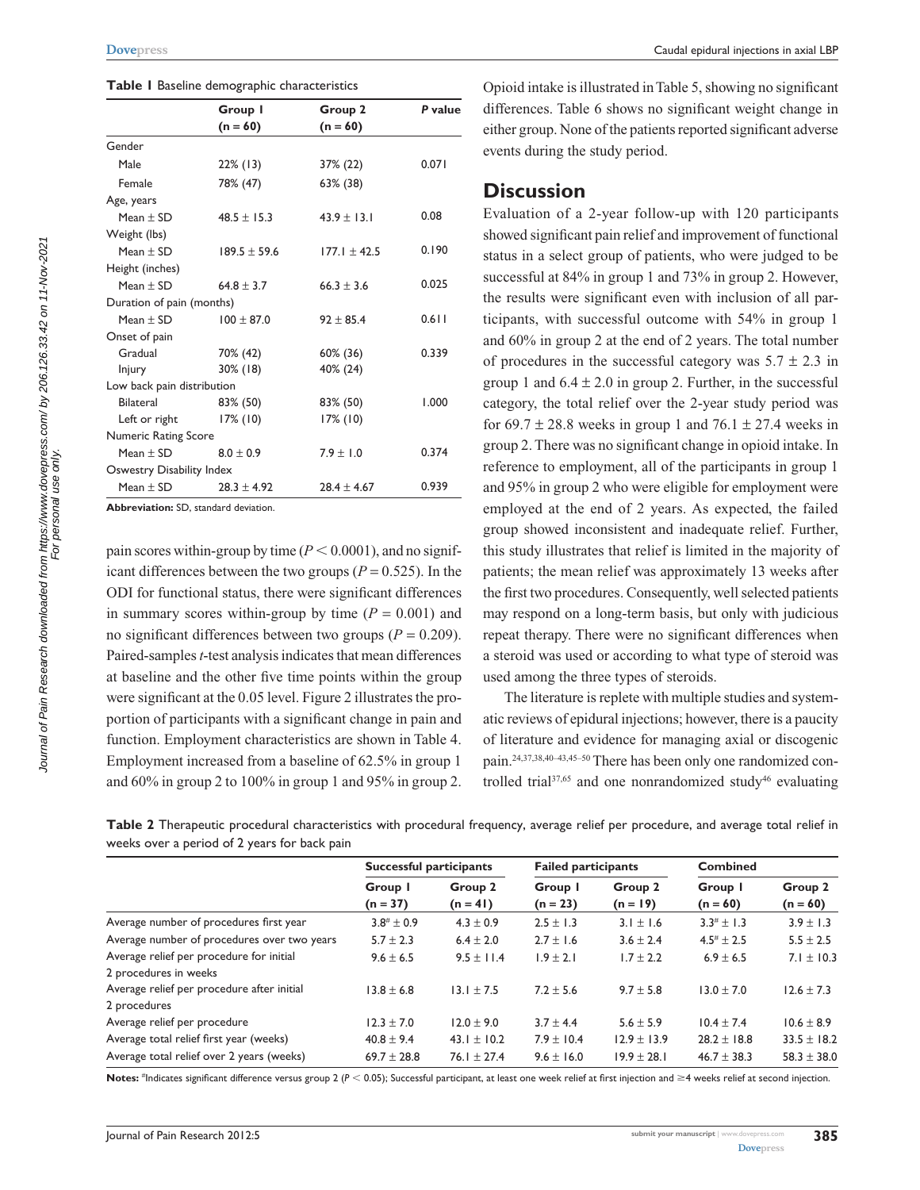**Table 1** Baseline demographic characteristics

| | Group 1 (n = 60) | Group 2 (n = 60) | P value |
|---|---|---|---|
| Gender | | | |
| Male | 22% (13) | 37% (22) | 0.071 |
| Female | 78% (47) | 63% (38) | |
| Age, years | | | |
| Mean ± SD | 48.5 ± 15.3 | 43.9 ± 13.1 | 0.08 |
| Weight (lbs) | | | |
| Mean ± SD | 189.5 ± 59.6 | 177.1 ± 42.5 | 0.190 |
| Height (inches) | | | |
| Mean ± SD | 64.8 ± 3.7 | 66.3 ± 3.6 | 0.025 |
| Duration of pain (months) | | | |
| Mean ± SD | 100 ± 87.0 | 92 ± 85.4 | 0.611 |
| Onset of pain | | | |
| Gradual | 70% (42) | 60% (36) | 0.339 |
| Injury | 30% (18) | 40% (24) | |
| Low back pain distribution | | | |
| Bilateral | 83% (50) | 83% (50) | 1.000 |
| Left or right | 17% (10) | 17% (10) | |
| Numeric Rating Score | | | |
| Mean ± SD | 8.0 ± 0.9 | 7.9 ± 1.0 | 0.374 |
| Oswestry Disability Index | | | |
| Mean ± SD | 28.3 ± 4.92 | 28.4 ± 4.67 | 0.939 |

**Abbreviation:** SD, standard deviation.

pain scores within-group by time ($P < 0.0001$), and no significant differences between the two groups ($P = 0.525$). In the ODI for functional status, there were significant differences in summary scores within-group by time ($P = 0.001$) and no significant differences between two groups ($P = 0.209$). Paired-samples *t*-test analysis indicates that mean differences at baseline and the other five time points within the group were significant at the 0.05 level. Figure 2 illustrates the proportion of participants with a significant change in pain and function. Employment characteristics are shown in Table 4. Employment increased from a baseline of 62.5% in group 1 and 60% in group 2 to 100% in group 1 and 95% in group 2. Opioid intake is illustrated in Table 5, showing no significant differences. Table 6 shows no significant weight change in either group. None of the patients reported significant adverse events during the study period.

## Discussion

Evaluation of a 2-year follow-up with 120 participants showed significant pain relief and improvement of functional status in a select group of patients, who were judged to be successful at 84% in group 1 and 73% in group 2. However, the results were significant even with inclusion of all participants, with successful outcome with 54% in group 1 and 60% in group 2 at the end of 2 years. The total number of procedures in the successful category was 5.7 ± 2.3 in group 1 and 6.4 ± 2.0 in group 2. Further, in the successful category, the total relief over the 2-year study period was for 69.7 ± 28.8 weeks in group 1 and 76.1 ± 27.4 weeks in group 2. There was no significant change in opioid intake. In reference to employment, all of the participants in group 1 and 95% in group 2 who were eligible for employment were employed at the end of 2 years. As expected, the failed group showed inconsistent and inadequate relief. Further, this study illustrates that relief is limited in the majority of patients; the mean relief was approximately 13 weeks after the first two procedures. Consequently, well selected patients may respond on a long-term basis, but only with judicious repeat therapy. There were no significant differences when a steroid was used or according to what type of steroid was used among the three types of steroids.

The literature is replete with multiple studies and systematic reviews of epidural injections; however, there is a paucity of literature and evidence for managing axial or discogenic pain.[24,37,38,40–43,45–50] There has been only one randomized controlled trial[37,65] and one nonrandomized study[46] evaluating

**Table 2** Therapeutic procedural characteristics with procedural frequency, average relief per procedure, and average total relief in weeks over a period of 2 years for back pain

| | Successful participants | | Failed participants | | Combined | |
|---|---|---|---|---|---|---|
| | Group 1 (n = 37) | Group 2 (n = 41) | Group 1 (n = 23) | Group 2 (n = 19) | Group 1 (n = 60) | Group 2 (n = 60) |
| Average number of procedures first year | 3.8[#] ± 0.9 | 4.3 ± 0.9 | 2.5 ± 1.3 | 3.1 ± 1.6 | 3.3[#] ± 1.3 | 3.9 ± 1.3 |
| Average number of procedures over two years | 5.7 ± 2.3 | 6.4 ± 2.0 | 2.7 ± 1.6 | 3.6 ± 2.4 | 4.5[#] ± 2.5 | 5.5 ± 2.5 |
| Average relief per procedure for initial 2 procedures in weeks | 9.6 ± 6.5 | 9.5 ± 11.4 | 1.9 ± 2.1 | 1.7 ± 2.2 | 6.9 ± 6.5 | 7.1 ± 10.3 |
| Average relief per procedure after initial 2 procedures | 13.8 ± 6.8 | 13.1 ± 7.5 | 7.2 ± 5.6 | 9.7 ± 5.8 | 13.0 ± 7.0 | 12.6 ± 7.3 |
| Average relief per procedure | 12.3 ± 7.0 | 12.0 ± 9.0 | 3.7 ± 4.4 | 5.6 ± 5.9 | 10.4 ± 7.4 | 10.6 ± 8.9 |
| Average total relief first year (weeks) | 40.8 ± 9.4 | 43.1 ± 10.2 | 7.9 ± 10.4 | 12.9 ± 13.9 | 28.2 ± 18.8 | 33.5 ± 18.2 |
| Average total relief over 2 years (weeks) | 69.7 ± 28.8 | 76.1 ± 27.4 | 9.6 ± 16.0 | 19.9 ± 28.1 | 46.7 ± 38.3 | 58.3 ± 38.0 |

**Notes:** [#]Indicates significant difference versus group 2 ($P < 0.05$); Successful participant, at least one week relief at first injection and ≥4 weeks relief at second injection.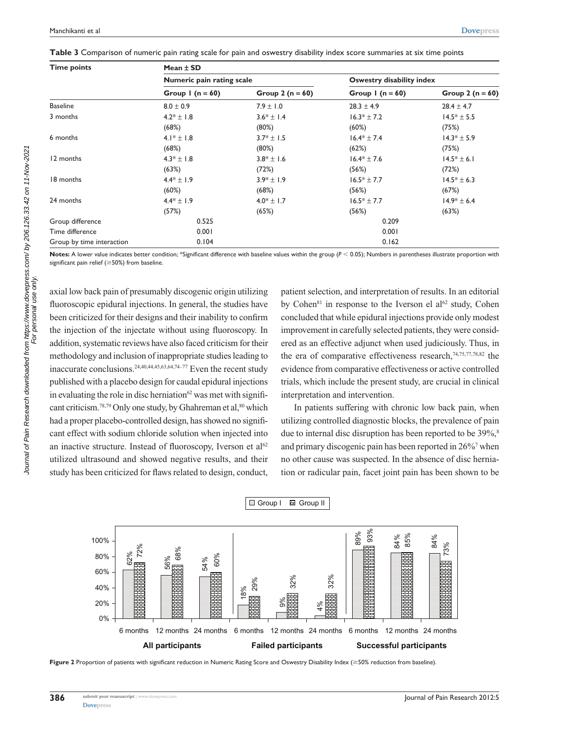**Table 3** Comparison of numeric pain rating scale for pain and oswestry disability index score summaries at six time points

| Time points | Mean ± SD | | | |
|---|---|---|---|---|
| | Numeric pain rating scale | | Oswestry disability index | |
| | Group 1 (n = 60) | Group 2 (n = 60) | Group 1 (n = 60) | Group 2 (n = 60) |
| Baseline | 8.0 ± 0.9 | 7.9 ± 1.0 | 28.3 ± 4.9 | 28.4 ± 4.7 |
| 3 months | 4.2* ± 1.8 (68%) | 3.6* ± 1.4 (80%) | 16.3* ± 7.2 (60%) | 14.5* ± 5.5 (75%) |
| 6 months | 4.1* ± 1.8 (68%) | 3.7* ± 1.5 (80%) | 16.4* ± 7.4 (62%) | 14.3* ± 5.9 (75%) |
| 12 months | 4.3* ± 1.8 (63%) | 3.8* ± 1.6 (72%) | 16.4* ± 7.6 (56%) | 14.5* ± 6.1 (72%) |
| 18 months | 4.4* ± 1.9 (60%) | 3.9* ± 1.9 (68%) | 16.5* ± 7.7 (56%) | 14.5* ± 6.3 (67%) |
| 24 months | 4.4* ± 1.9 (57%) | 4.0* ± 1.7 (65%) | 16.5* ± 7.7 (56%) | 14.9* ± 6.4 (63%) |
| Group difference | 0.525 | | 0.209 | |
| Time difference | 0.001 | | 0.001 | |
| Group by time interaction | 0.104 | | 0.162 | |

**Notes:** A lower value indicates better condition; *Significant difference with baseline values within the group ($P < 0.05$); Numbers in parentheses illustrate proportion with significant pain relief (≥50%) from baseline.

axial low back pain of presumably discogenic origin utilizing fluoroscopic epidural injections. In general, the studies have been criticized for their designs and their inability to confirm the injection of the injectate without using fluoroscopy. In addition, systematic reviews have also faced criticism for their methodology and inclusion of inappropriate studies leading to inaccurate conclusions.[24,40,44,45,63,64,74–77] Even the recent study published with a placebo design for caudal epidural injections in evaluating the role in disc herniation[62] was met with significant criticism.[78,79] Only one study, by Ghahreman et al,[80] which had a proper placebo-controlled design, has showed no significant effect with sodium chloride solution when injected into an inactive structure. Instead of fluoroscopy, Iverson et al[62] utilized ultrasound and showed negative results, and their study has been criticized for flaws related to design, conduct, patient selection, and interpretation of results. In an editorial by Cohen[81] in response to the Iverson el al[62] study, Cohen concluded that while epidural injections provide only modest improvement in carefully selected patients, they were considered as an effective adjunct when used judiciously. Thus, in the era of comparative effectiveness research,[74,75,77,78,82] the evidence from comparative effectiveness or active controlled trials, which include the present study, are crucial in clinical interpretation and intervention.

In patients suffering with chronic low back pain, when utilizing controlled diagnostic blocks, the prevalence of pain due to internal disc disruption has been reported to be 39%,[8] and primary discogenic pain has been reported in 26%[7] when no other cause was suspected. In the absence of disc herniation or radicular pain, facet joint pain has been shown to be

**Figure 2** Proportion of patients with significant reduction in Numeric Rating Score and Oswestry Disability Index (≥50% reduction from baseline).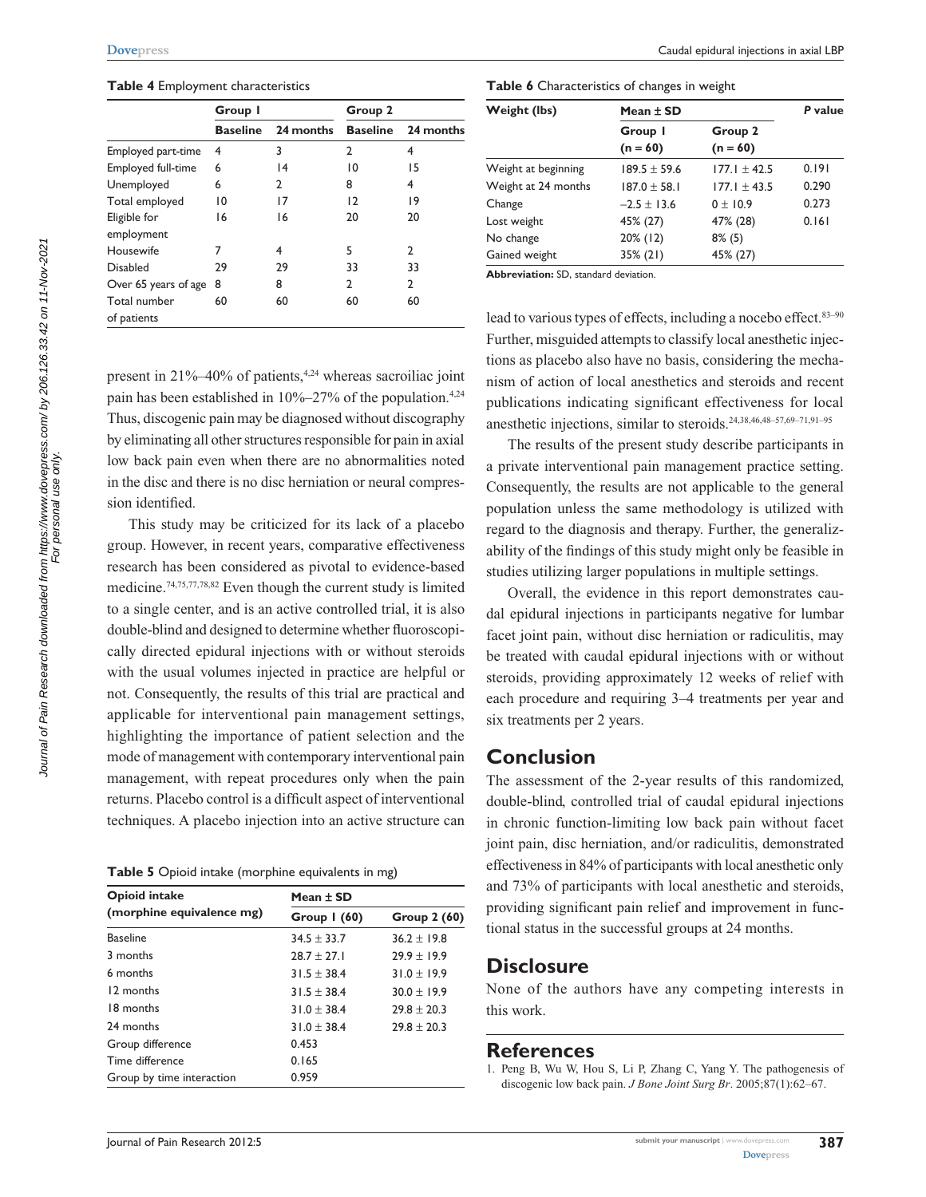**Table 4** Employment characteristics

| | Group 1 | | Group 2 | |
|---|---|---|---|---|
| | Baseline | 24 months | Baseline | 24 months |
| Employed part-time | 4 | 3 | 2 | 4 |
| Employed full-time | 6 | 14 | 10 | 15 |
| Unemployed | 6 | 2 | 8 | 4 |
| Total employed | 10 | 17 | 12 | 19 |
| Eligible for employment | 16 | 16 | 20 | 20 |
| Housewife | 7 | 4 | 5 | 2 |
| Disabled | 29 | 29 | 33 | 33 |
| Over 65 years of age | 8 | 8 | 2 | 2 |
| Total number of patients | 60 | 60 | 60 | 60 |

present in 21%–40% of patients,[4,24] whereas sacroiliac joint pain has been established in 10%–27% of the population.[4,24] Thus, discogenic pain may be diagnosed without discography by eliminating all other structures responsible for pain in axial low back pain even when there are no abnormalities noted in the disc and there is no disc herniation or neural compression identified.

This study may be criticized for its lack of a placebo group. However, in recent years, comparative effectiveness research has been considered as pivotal to evidence-based medicine.[74,75,77,78,82] Even though the current study is limited to a single center, and is an active controlled trial, it is also double-blind and designed to determine whether fluoroscopically directed epidural injections with or without steroids with the usual volumes injected in practice are helpful or not. Consequently, the results of this trial are practical and applicable for interventional pain management settings, highlighting the importance of patient selection and the mode of management with contemporary interventional pain management, with repeat procedures only when the pain returns. Placebo control is a difficult aspect of interventional techniques. A placebo injection into an active structure can

**Table 5** Opioid intake (morphine equivalents in mg)

| Opioid intake (morphine equivalence mg) | Mean ± SD | |
|---|---|---|
| | Group 1 (60) | Group 2 (60) |
| Baseline | 34.5 ± 33.7 | 36.2 ± 19.8 |
| 3 months | 28.7 ± 27.1 | 29.9 ± 19.9 |
| 6 months | 31.5 ± 38.4 | 31.0 ± 19.9 |
| 12 months | 31.5 ± 38.4 | 30.0 ± 19.9 |
| 18 months | 31.0 ± 38.4 | 29.8 ± 20.3 |
| 24 months | 31.0 ± 38.4 | 29.8 ± 20.3 |
| Group difference | 0.453 | |
| Time difference | 0.165 | |
| Group by time interaction | 0.959 | |

**Table 6** Characteristics of changes in weight

| Weight (lbs) | Mean ± SD | | P value |
|---|---|---|---|
| | Group 1 (n = 60) | Group 2 (n = 60) | |
| Weight at beginning | 189.5 ± 59.6 | 177.1 ± 42.5 | 0.191 |
| Weight at 24 months | 187.0 ± 58.1 | 177.1 ± 43.5 | 0.290 |
| Change | −2.5 ± 13.6 | 0 ± 10.9 | 0.273 |
| Lost weight | 45% (27) | 47% (28) | 0.161 |
| No change | 20% (12) | 8% (5) | |
| Gained weight | 35% (21) | 45% (27) | |

**Abbreviation:** SD, standard deviation.

lead to various types of effects, including a nocebo effect.[83–90] Further, misguided attempts to classify local anesthetic injections as placebo also have no basis, considering the mechanism of action of local anesthetics and steroids and recent publications indicating significant effectiveness for local anesthetic injections, similar to steroids.[24,38,46,48–57,69–71,91–95]

The results of the present study describe participants in a private interventional pain management practice setting. Consequently, the results are not applicable to the general population unless the same methodology is utilized with regard to the diagnosis and therapy. Further, the generalizability of the findings of this study might only be feasible in studies utilizing larger populations in multiple settings.

Overall, the evidence in this report demonstrates caudal epidural injections in participants negative for lumbar facet joint pain, without disc herniation or radiculitis, may be treated with caudal epidural injections with or without steroids, providing approximately 12 weeks of relief with each procedure and requiring 3–4 treatments per year and six treatments per 2 years.

## Conclusion

The assessment of the 2-year results of this randomized, double-blind, controlled trial of caudal epidural injections in chronic function-limiting low back pain without facet joint pain, disc herniation, and/or radiculitis, demonstrated effectiveness in 84% of participants with local anesthetic only and 73% of participants with local anesthetic and steroids, providing significant pain relief and improvement in functional status in the successful groups at 24 months.

## Disclosure

None of the authors have any competing interests in this work.

## References

1. Peng B, Wu W, Hou S, Li P, Zhang C, Yang Y. The pathogenesis of discogenic low back pain. *J Bone Joint Surg Br*. 2005;87(1):62–67.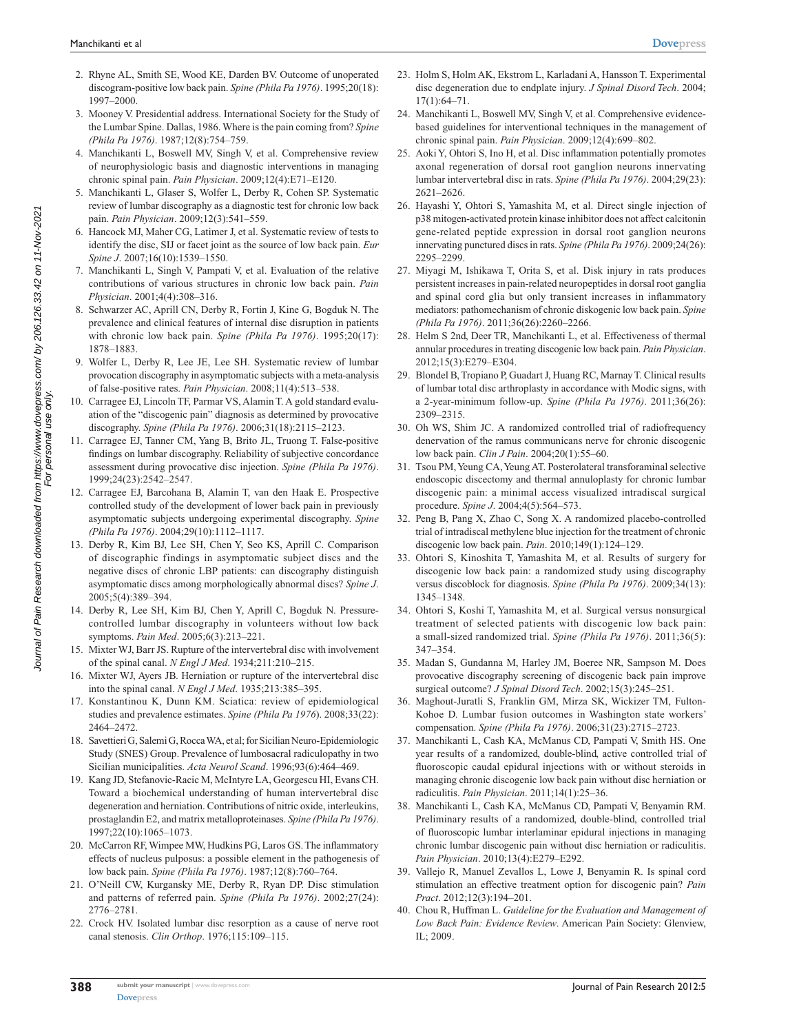2. Rhyne AL, Smith SE, Wood KE, Darden BV. Outcome of unoperated discogram-positive low back pain. *Spine (Phila Pa 1976)*. 1995;20(18): 1997–2000.
3. Mooney V. Presidential address. International Society for the Study of the Lumbar Spine. Dallas, 1986. Where is the pain coming from? *Spine (Phila Pa 1976)*. 1987;12(8):754–759.
4. Manchikanti L, Boswell MV, Singh V, et al. Comprehensive review of neurophysiologic basis and diagnostic interventions in managing chronic spinal pain. *Pain Physician*. 2009;12(4):E71–E120.
5. Manchikanti L, Glaser S, Wolfer L, Derby R, Cohen SP. Systematic review of lumbar discography as a diagnostic test for chronic low back pain. *Pain Physician*. 2009;12(3):541–559.
6. Hancock MJ, Maher CG, Latimer J, et al. Systematic review of tests to identify the disc, SIJ or facet joint as the source of low back pain. *Eur Spine J*. 2007;16(10):1539–1550.
7. Manchikanti L, Singh V, Pampati V, et al. Evaluation of the relative contributions of various structures in chronic low back pain. *Pain Physician*. 2001;4(4):308–316.
8. Schwarzer AC, Aprill CN, Derby R, Fortin J, Kine G, Bogduk N. The prevalence and clinical features of internal disc disruption in patients with chronic low back pain. *Spine (Phila Pa 1976)*. 1995;20(17): 1878–1883.
9. Wolfer L, Derby R, Lee JE, Lee SH. Systematic review of lumbar provocation discography in asymptomatic subjects with a meta-analysis of false-positive rates. *Pain Physician*. 2008;11(4):513–538.
10. Carragee EJ, Lincoln TF, Parmar VS, Alamin T. A gold standard evaluation of the "discogenic pain" diagnosis as determined by provocative discography. *Spine (Phila Pa 1976)*. 2006;31(18):2115–2123.
11. Carragee EJ, Tanner CM, Yang B, Brito JL, Truong T. False-positive findings on lumbar discography. Reliability of subjective concordance assessment during provocative disc injection. *Spine (Phila Pa 1976)*. 1999;24(23):2542–2547.
12. Carragee EJ, Barcohana B, Alamin T, van den Haak E. Prospective controlled study of the development of lower back pain in previously asymptomatic subjects undergoing experimental discography. *Spine (Phila Pa 1976)*. 2004;29(10):1112–1117.
13. Derby R, Kim BJ, Lee SH, Chen Y, Seo KS, Aprill C. Comparison of discographic findings in asymptomatic subject discs and the negative discs of chronic LBP patients: can discography distinguish asymptomatic discs among morphologically abnormal discs? *Spine J*. 2005;5(4):389–394.
14. Derby R, Lee SH, Kim BJ, Chen Y, Aprill C, Bogduk N. Pressure-controlled lumbar discography in volunteers without low back symptoms. *Pain Med*. 2005;6(3):213–221.
15. Mixter WJ, Barr JS. Rupture of the intervertebral disc with involvement of the spinal canal. *N Engl J Med*. 1934;211:210–215.
16. Mixter WJ, Ayers JB. Herniation or rupture of the intervertebral disc into the spinal canal. *N Engl J Med*. 1935;213:385–395.
17. Konstantinou K, Dunn KM. Sciatica: review of epidemiological studies and prevalence estimates. *Spine (Phila Pa 1976*). 2008;33(22): 2464–2472.
18. Savettieri G, Salemi G, Rocca WA, et al; for Sicilian Neuro-Epidemiologic Study (SNES) Group. Prevalence of lumbosacral radiculopathy in two Sicilian municipalities. *Acta Neurol Scand*. 1996;93(6):464–469.
19. Kang JD, Stefanovic-Racic M, McIntyre LA, Georgescu HI, Evans CH. Toward a biochemical understanding of human intervertebral disc degeneration and herniation. Contributions of nitric oxide, interleukins, prostaglandin E2, and matrix metalloproteinases. *Spine (Phila Pa 1976)*. 1997;22(10):1065–1073.
20. McCarron RF, Wimpee MW, Hudkins PG, Laros GS. The inflammatory effects of nucleus pulposus: a possible element in the pathogenesis of low back pain. *Spine (Phila Pa 1976)*. 1987;12(8):760–764.
21. O'Neill CW, Kurgansky ME, Derby R, Ryan DP. Disc stimulation and patterns of referred pain. *Spine (Phila Pa 1976)*. 2002;27(24): 2776–2781.
22. Crock HV. Isolated lumbar disc resorption as a cause of nerve root canal stenosis. *Clin Orthop*. 1976;115:109–115.
23. Holm S, Holm AK, Ekstrom L, Karladani A, Hansson T. Experimental disc degeneration due to endplate injury. *J Spinal Disord Tech*. 2004; 17(1):64–71.
24. Manchikanti L, Boswell MV, Singh V, et al. Comprehensive evidence-based guidelines for interventional techniques in the management of chronic spinal pain. *Pain Physician*. 2009;12(4):699–802.
25. Aoki Y, Ohtori S, Ino H, et al. Disc inflammation potentially promotes axonal regeneration of dorsal root ganglion neurons innervating lumbar intervertebral disc in rats. *Spine (Phila Pa 1976)*. 2004;29(23): 2621–2626.
26. Hayashi Y, Ohtori S, Yamashita M, et al. Direct single injection of p38 mitogen-activated protein kinase inhibitor does not affect calcitonin gene-related peptide expression in dorsal root ganglion neurons innervating punctured discs in rats. *Spine (Phila Pa 1976)*. 2009;24(26): 2295–2299.
27. Miyagi M, Ishikawa T, Orita S, et al. Disk injury in rats produces persistent increases in pain-related neuropeptides in dorsal root ganglia and spinal cord glia but only transient increases in inflammatory mediators: pathomechanism of chronic diskogenic low back pain. *Spine (Phila Pa 1976)*. 2011;36(26):2260–2266.
28. Helm S 2nd, Deer TR, Manchikanti L, et al. Effectiveness of thermal annular procedures in treating discogenic low back pain. *Pain Physician*. 2012;15(3):E279–E304.
29. Blondel B, Tropiano P, Guadart J, Huang RC, Marnay T. Clinical results of lumbar total disc arthroplasty in accordance with Modic signs, with a 2-year-minimum follow-up. *Spine (Phila Pa 1976)*. 2011;36(26): 2309–2315.
30. Oh WS, Shim JC. A randomized controlled trial of radiofrequency denervation of the ramus communicans nerve for chronic discogenic low back pain. *Clin J Pain*. 2004;20(1):55–60.
31. Tsou PM, Yeung CA, Yeung AT. Posterolateral transforaminal selective endoscopic discectomy and thermal annuloplasty for chronic lumbar discogenic pain: a minimal access visualized intradiscal surgical procedure. *Spine J*. 2004;4(5):564–573.
32. Peng B, Pang X, Zhao C, Song X. A randomized placebo-controlled trial of intradiscal methylene blue injection for the treatment of chronic discogenic low back pain. *Pain*. 2010;149(1):124–129.
33. Ohtori S, Kinoshita T, Yamashita M, et al. Results of surgery for discogenic low back pain: a randomized study using discography versus discoblock for diagnosis. *Spine (Phila Pa 1976)*. 2009;34(13): 1345–1348.
34. Ohtori S, Koshi T, Yamashita M, et al. Surgical versus nonsurgical treatment of selected patients with discogenic low back pain: a small-sized randomized trial. *Spine (Phila Pa 1976)*. 2011;36(5): 347–354.
35. Madan S, Gundanna M, Harley JM, Boeree NR, Sampson M. Does provocative discography screening of discogenic back pain improve surgical outcome? *J Spinal Disord Tech*. 2002;15(3):245–251.
36. Maghout-Juratli S, Franklin GM, Mirza SK, Wickizer TM, Fulton-Kohoe D. Lumbar fusion outcomes in Washington state workers' compensation. *Spine (Phila Pa 1976)*. 2006;31(23):2715–2723.
37. Manchikanti L, Cash KA, McManus CD, Pampati V, Smith HS. One year results of a randomized, double-blind, active controlled trial of fluoroscopic caudal epidural injections with or without steroids in managing chronic discogenic low back pain without disc herniation or radiculitis. *Pain Physician*. 2011;14(1):25–36.
38. Manchikanti L, Cash KA, McManus CD, Pampati V, Benyamin RM. Preliminary results of a randomized, double-blind, controlled trial of fluoroscopic lumbar interlaminar epidural injections in managing chronic lumbar discogenic pain without disc herniation or radiculitis. *Pain Physician*. 2010;13(4):E279–E292.
39. Vallejo R, Manuel Zevallos L, Lowe J, Benyamin R. Is spinal cord stimulation an effective treatment option for discogenic pain? *Pain Pract*. 2012;12(3):194–201.
40. Chou R, Huffman L. *Guideline for the Evaluation and Management of Low Back Pain: Evidence Review*. American Pain Society: Glenview, IL; 2009.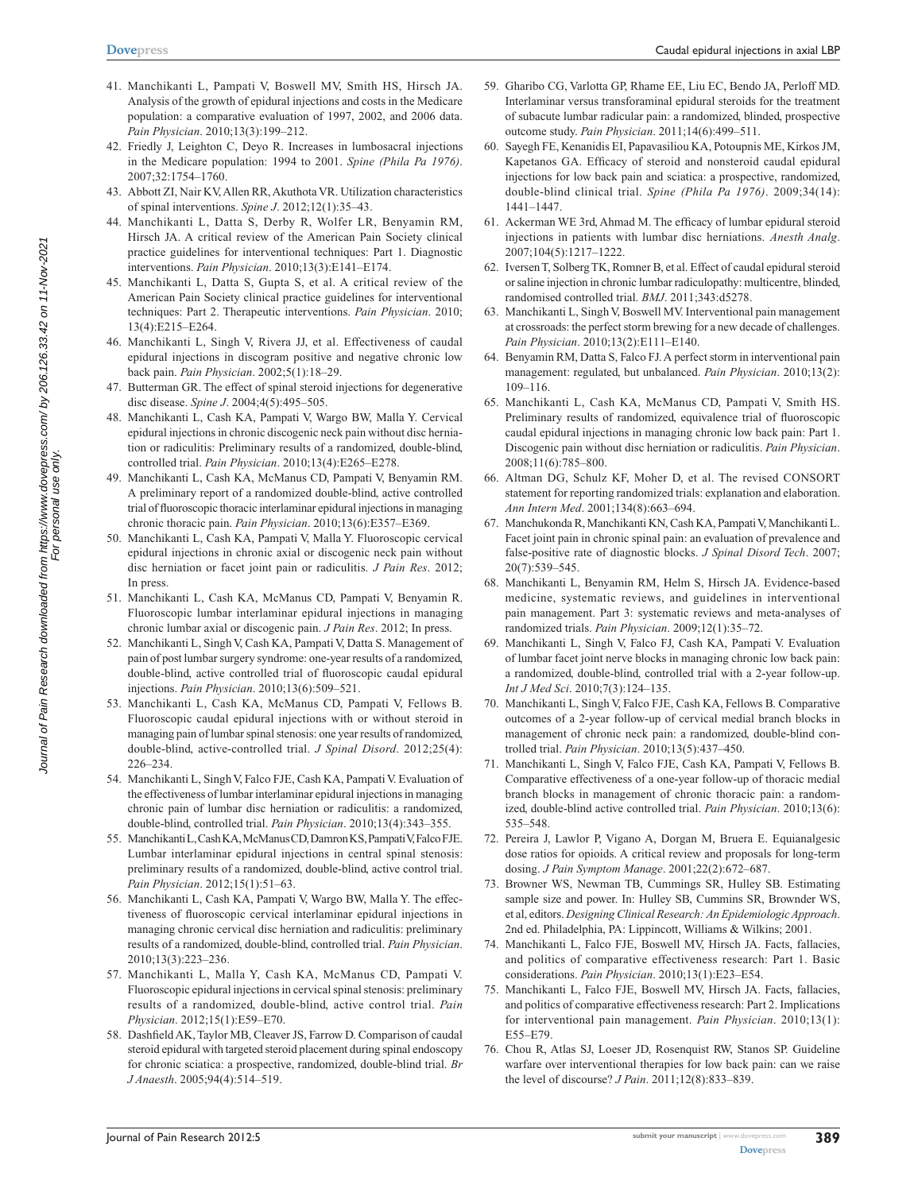41. Manchikanti L, Pampati V, Boswell MV, Smith HS, Hirsch JA. Analysis of the growth of epidural injections and costs in the Medicare population: a comparative evaluation of 1997, 2002, and 2006 data. *Pain Physician*. 2010;13(3):199–212.
42. Friedly J, Leighton C, Deyo R. Increases in lumbosacral injections in the Medicare population: 1994 to 2001. *Spine (Phila Pa 1976)*. 2007;32:1754–1760.
43. Abbott ZI, Nair KV, Allen RR, Akuthota VR. Utilization characteristics of spinal interventions. *Spine J*. 2012;12(1):35–43.
44. Manchikanti L, Datta S, Derby R, Wolfer LR, Benyamin RM, Hirsch JA. A critical review of the American Pain Society clinical practice guidelines for interventional techniques: Part 1. Diagnostic interventions. *Pain Physician*. 2010;13(3):E141–E174.
45. Manchikanti L, Datta S, Gupta S, et al. A critical review of the American Pain Society clinical practice guidelines for interventional techniques: Part 2. Therapeutic interventions. *Pain Physician*. 2010; 13(4):E215–E264.
46. Manchikanti L, Singh V, Rivera JJ, et al. Effectiveness of caudal epidural injections in discogram positive and negative chronic low back pain. *Pain Physician*. 2002;5(1):18–29.
47. Butterman GR. The effect of spinal steroid injections for degenerative disc disease. *Spine J*. 2004;4(5):495–505.
48. Manchikanti L, Cash KA, Pampati V, Wargo BW, Malla Y. Cervical epidural injections in chronic discogenic neck pain without disc herniation or radiculitis: Preliminary results of a randomized, double-blind, controlled trial. *Pain Physician*. 2010;13(4):E265–E278.
49. Manchikanti L, Cash KA, McManus CD, Pampati V, Benyamin RM. A preliminary report of a randomized double-blind, active controlled trial of fluoroscopic thoracic interlaminar epidural injections in managing chronic thoracic pain. *Pain Physician*. 2010;13(6):E357–E369.
50. Manchikanti L, Cash KA, Pampati V, Malla Y. Fluoroscopic cervical epidural injections in chronic axial or discogenic neck pain without disc herniation or facet joint pain or radiculitis. *J Pain Res*. 2012; In press.
51. Manchikanti L, Cash KA, McManus CD, Pampati V, Benyamin R. Fluoroscopic lumbar interlaminar epidural injections in managing chronic lumbar axial or discogenic pain. *J Pain Res*. 2012; In press.
52. Manchikanti L, Singh V, Cash KA, Pampati V, Datta S. Management of pain of post lumbar surgery syndrome: one-year results of a randomized, double-blind, active controlled trial of fluoroscopic caudal epidural injections. *Pain Physician*. 2010;13(6):509–521.
53. Manchikanti L, Cash KA, McManus CD, Pampati V, Fellows B. Fluoroscopic caudal epidural injections with or without steroid in managing pain of lumbar spinal stenosis: one year results of randomized, double-blind, active-controlled trial. *J Spinal Disord*. 2012;25(4): 226–234.
54. Manchikanti L, Singh V, Falco FJE, Cash KA, Pampati V. Evaluation of the effectiveness of lumbar interlaminar epidural injections in managing chronic pain of lumbar disc herniation or radiculitis: a randomized, double-blind, controlled trial. *Pain Physician*. 2010;13(4):343–355.
55. Manchikanti L, Cash KA, McManus CD, Damron KS, Pampati V, Falco FJE. Lumbar interlaminar epidural injections in central spinal stenosis: preliminary results of a randomized, double-blind, active control trial. *Pain Physician*. 2012;15(1):51–63.
56. Manchikanti L, Cash KA, Pampati V, Wargo BW, Malla Y. The effectiveness of fluoroscopic cervical interlaminar epidural injections in managing chronic cervical disc herniation and radiculitis: preliminary results of a randomized, double-blind, controlled trial. *Pain Physician*. 2010;13(3):223–236.
57. Manchikanti L, Malla Y, Cash KA, McManus CD, Pampati V. Fluoroscopic epidural injections in cervical spinal stenosis: preliminary results of a randomized, double-blind, active control trial. *Pain Physician*. 2012;15(1):E59–E70.
58. Dashfield AK, Taylor MB, Cleaver JS, Farrow D. Comparison of caudal steroid epidural with targeted steroid placement during spinal endoscopy for chronic sciatica: a prospective, randomized, double-blind trial. *Br J Anaesth*. 2005;94(4):514–519.
59. Gharibo CG, Varlotta GP, Rhame EE, Liu EC, Bendo JA, Perloff MD. Interlaminar versus transforaminal epidural steroids for the treatment of subacute lumbar radicular pain: a randomized, blinded, prospective outcome study. *Pain Physician*. 2011;14(6):499–511.
60. Sayegh FE, Kenanidis EI, Papavasiliou KA, Potoupnis ME, Kirkos JM, Kapetanos GA. Efficacy of steroid and nonsteroid caudal epidural injections for low back pain and sciatica: a prospective, randomized, double-blind clinical trial. *Spine (Phila Pa 1976)*. 2009;34(14): 1441–1447.
61. Ackerman WE 3rd, Ahmad M. The efficacy of lumbar epidural steroid injections in patients with lumbar disc herniations. *Anesth Analg*. 2007;104(5):1217–1222.
62. Iversen T, Solberg TK, Romner B, et al. Effect of caudal epidural steroid or saline injection in chronic lumbar radiculopathy: multicentre, blinded, randomised controlled trial. *BMJ*. 2011;343:d5278.
63. Manchikanti L, Singh V, Boswell MV. Interventional pain management at crossroads: the perfect storm brewing for a new decade of challenges. *Pain Physician*. 2010;13(2):E111–E140.
64. Benyamin RM, Datta S, Falco FJ. A perfect storm in interventional pain management: regulated, but unbalanced. *Pain Physician*. 2010;13(2): 109–116.
65. Manchikanti L, Cash KA, McManus CD, Pampati V, Smith HS. Preliminary results of randomized, equivalence trial of fluoroscopic caudal epidural injections in managing chronic low back pain: Part 1. Discogenic pain without disc herniation or radiculitis. *Pain Physician*. 2008;11(6):785–800.
66. Altman DG, Schulz KF, Moher D, et al. The revised CONSORT statement for reporting randomized trials: explanation and elaboration. *Ann Intern Med*. 2001;134(8):663–694.
67. Manchukonda R, Manchikanti KN, Cash KA, Pampati V, Manchikanti L. Facet joint pain in chronic spinal pain: an evaluation of prevalence and false-positive rate of diagnostic blocks. *J Spinal Disord Tech*. 2007; 20(7):539–545.
68. Manchikanti L, Benyamin RM, Helm S, Hirsch JA. Evidence-based medicine, systematic reviews, and guidelines in interventional pain management. Part 3: systematic reviews and meta-analyses of randomized trials. *Pain Physician*. 2009;12(1):35–72.
69. Manchikanti L, Singh V, Falco FJ, Cash KA, Pampati V. Evaluation of lumbar facet joint nerve blocks in managing chronic low back pain: a randomized, double-blind, controlled trial with a 2-year follow-up. *Int J Med Sci*. 2010;7(3):124–135.
70. Manchikanti L, Singh V, Falco FJE, Cash KA, Fellows B. Comparative outcomes of a 2-year follow-up of cervical medial branch blocks in management of chronic neck pain: a randomized, double-blind controlled trial. *Pain Physician*. 2010;13(5):437–450.
71. Manchikanti L, Singh V, Falco FJE, Cash KA, Pampati V, Fellows B. Comparative effectiveness of a one-year follow-up of thoracic medial branch blocks in management of chronic thoracic pain: a randomized, double-blind active controlled trial. *Pain Physician*. 2010;13(6): 535–548.
72. Pereira J, Lawlor P, Vigano A, Dorgan M, Bruera E. Equianalgesic dose ratios for opioids. A critical review and proposals for long-term dosing. *J Pain Symptom Manage*. 2001;22(2):672–687.
73. Browner WS, Newman TB, Cummings SR, Hulley SB. Estimating sample size and power. In: Hulley SB, Cummins SR, Brownder WS, et al, editors. *Designing Clinical Research: An Epidemiologic Approach*. 2nd ed. Philadelphia, PA: Lippincott, Williams & Wilkins; 2001.
74. Manchikanti L, Falco FJE, Boswell MV, Hirsch JA. Facts, fallacies, and politics of comparative effectiveness research: Part 1. Basic considerations. *Pain Physician*. 2010;13(1):E23–E54.
75. Manchikanti L, Falco FJE, Boswell MV, Hirsch JA. Facts, fallacies, and politics of comparative effectiveness research: Part 2. Implications for interventional pain management. *Pain Physician*. 2010;13(1): E55–E79.
76. Chou R, Atlas SJ, Loeser JD, Rosenquist RW, Stanos SP. Guideline warfare over interventional therapies for low back pain: can we raise the level of discourse? *J Pain*. 2011;12(8):833–839.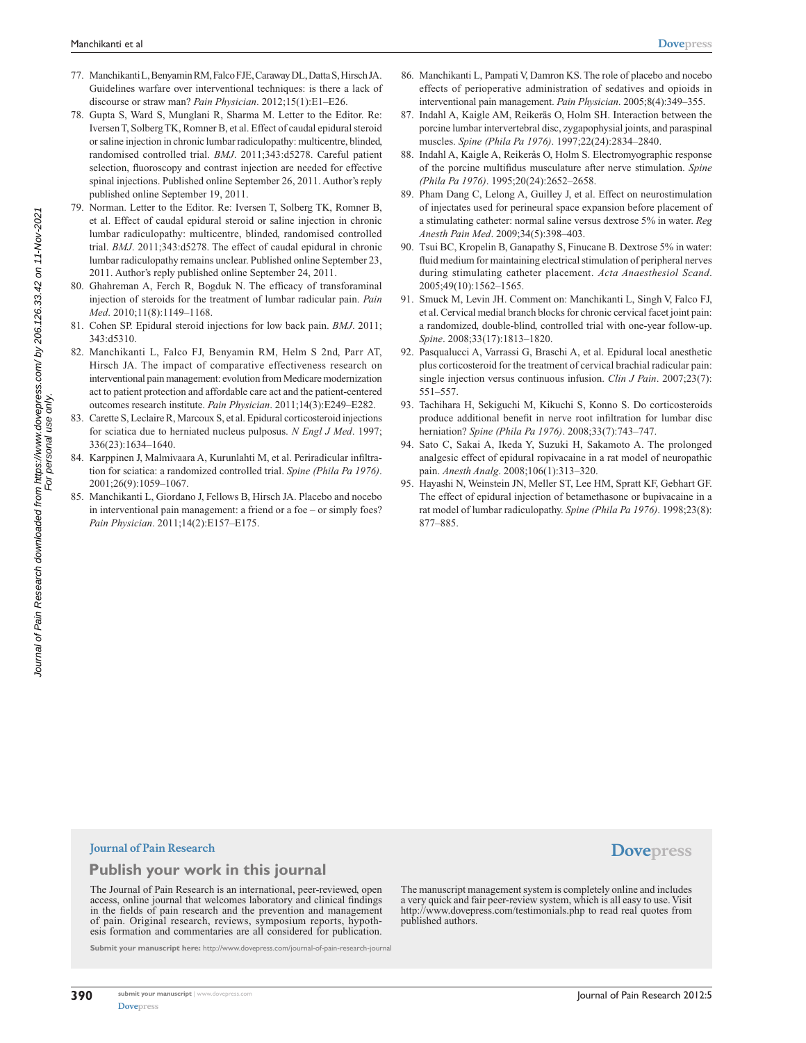77. Manchikanti L, Benyamin RM, Falco FJE, Caraway DL, Datta S, Hirsch JA. Guidelines warfare over interventional techniques: is there a lack of discourse or straw man? *Pain Physician*. 2012;15(1):E1–E26.
78. Gupta S, Ward S, Munglani R, Sharma M. Letter to the Editor. Re: Iversen T, Solberg TK, Romner B, et al. Effect of caudal epidural steroid or saline injection in chronic lumbar radiculopathy: multicentre, blinded, randomised controlled trial. *BMJ*. 2011;343:d5278. Careful patient selection, fluoroscopy and contrast injection are needed for effective spinal injections. Published online September 26, 2011. Author's reply published online September 19, 2011.
79. Norman. Letter to the Editor. Re: Iversen T, Solberg TK, Romner B, et al. Effect of caudal epidural steroid or saline injection in chronic lumbar radiculopathy: multicentre, blinded, randomised controlled trial. *BMJ*. 2011;343:d5278. The effect of caudal epidural in chronic lumbar radiculopathy remains unclear. Published online September 23, 2011. Author's reply published online September 24, 2011.
80. Ghahreman A, Ferch R, Bogduk N. The efficacy of transforaminal injection of steroids for the treatment of lumbar radicular pain. *Pain Med*. 2010;11(8):1149–1168.
81. Cohen SP. Epidural steroid injections for low back pain. *BMJ*. 2011; 343:d5310.
82. Manchikanti L, Falco FJ, Benyamin RM, Helm S 2nd, Parr AT, Hirsch JA. The impact of comparative effectiveness research on interventional pain management: evolution from Medicare modernization act to patient protection and affordable care act and the patient-centered outcomes research institute. *Pain Physician*. 2011;14(3):E249–E282.
83. Carette S, Leclaire R, Marcoux S, et al. Epidural corticosteroid injections for sciatica due to herniated nucleus pulposus. *N Engl J Med*. 1997; 336(23):1634–1640.
84. Karppinen J, Malmivaara A, Kurunlahti M, et al. Periradicular infiltration for sciatica: a randomized controlled trial. *Spine (Phila Pa 1976)*. 2001;26(9):1059–1067.
85. Manchikanti L, Giordano J, Fellows B, Hirsch JA. Placebo and nocebo in interventional pain management: a friend or a foe – or simply foes? *Pain Physician*. 2011;14(2):E157–E175.
86. Manchikanti L, Pampati V, Damron KS. The role of placebo and nocebo effects of perioperative administration of sedatives and opioids in interventional pain management. *Pain Physician*. 2005;8(4):349–355.
87. Indahl A, Kaigle AM, Reikerås O, Holm SH. Interaction between the porcine lumbar intervertebral disc, zygapophysial joints, and paraspinal muscles. *Spine (Phila Pa 1976)*. 1997;22(24):2834–2840.
88. Indahl A, Kaigle A, Reikerås O, Holm S. Electromyographic response of the porcine multifidus musculature after nerve stimulation. *Spine (Phila Pa 1976)*. 1995;20(24):2652–2658.
89. Pham Dang C, Lelong A, Guilley J, et al. Effect on neurostimulation of injectates used for perineural space expansion before placement of a stimulating catheter: normal saline versus dextrose 5% in water. *Reg Anesth Pain Med*. 2009;34(5):398–403.
90. Tsui BC, Kropelin B, Ganapathy S, Finucane B. Dextrose 5% in water: fluid medium for maintaining electrical stimulation of peripheral nerves during stimulating catheter placement. *Acta Anaesthesiol Scand*. 2005;49(10):1562–1565.
91. Smuck M, Levin JH. Comment on: Manchikanti L, Singh V, Falco FJ, et al. Cervical medial branch blocks for chronic cervical facet joint pain: a randomized, double-blind, controlled trial with one-year follow-up. *Spine*. 2008;33(17):1813–1820.
92. Pasqualucci A, Varrassi G, Braschi A, et al. Epidural local anesthetic plus corticosteroid for the treatment of cervical brachial radicular pain: single injection versus continuous infusion. *Clin J Pain*. 2007;23(7): 551–557.
93. Tachihara H, Sekiguchi M, Kikuchi S, Konno S. Do corticosteroids produce additional benefit in nerve root infiltration for lumbar disc herniation? *Spine (Phila Pa 1976)*. 2008;33(7):743–747.
94. Sato C, Sakai A, Ikeda Y, Suzuki H, Sakamoto A. The prolonged analgesic effect of epidural ropivacaine in a rat model of neuropathic pain. *Anesth Analg*. 2008;106(1):313–320.
95. Hayashi N, Weinstein JN, Meller ST, Lee HM, Spratt KF, Gebhart GF. The effect of epidural injection of betamethasone or bupivacaine in a rat model of lumbar radiculopathy. *Spine (Phila Pa 1976)*. 1998;23(8): 877–885.

**Journal of Pain Research**

## Publish your work in this journal

The Journal of Pain Research is an international, peer-reviewed, open access, online journal that welcomes laboratory and clinical findings in the fields of pain research and the prevention and management of pain. Original research, reviews, symposium reports, hypothesis formation and commentaries are all considered for publication.

The manuscript management system is completely online and includes a very quick and fair peer-review system, which is all easy to use. Visit http://www.dovepress.com/testimonials.php to read real quotes from published authors.

**Submit your manuscript here:** http://www.dovepress.com/journal-of-pain-research-journal